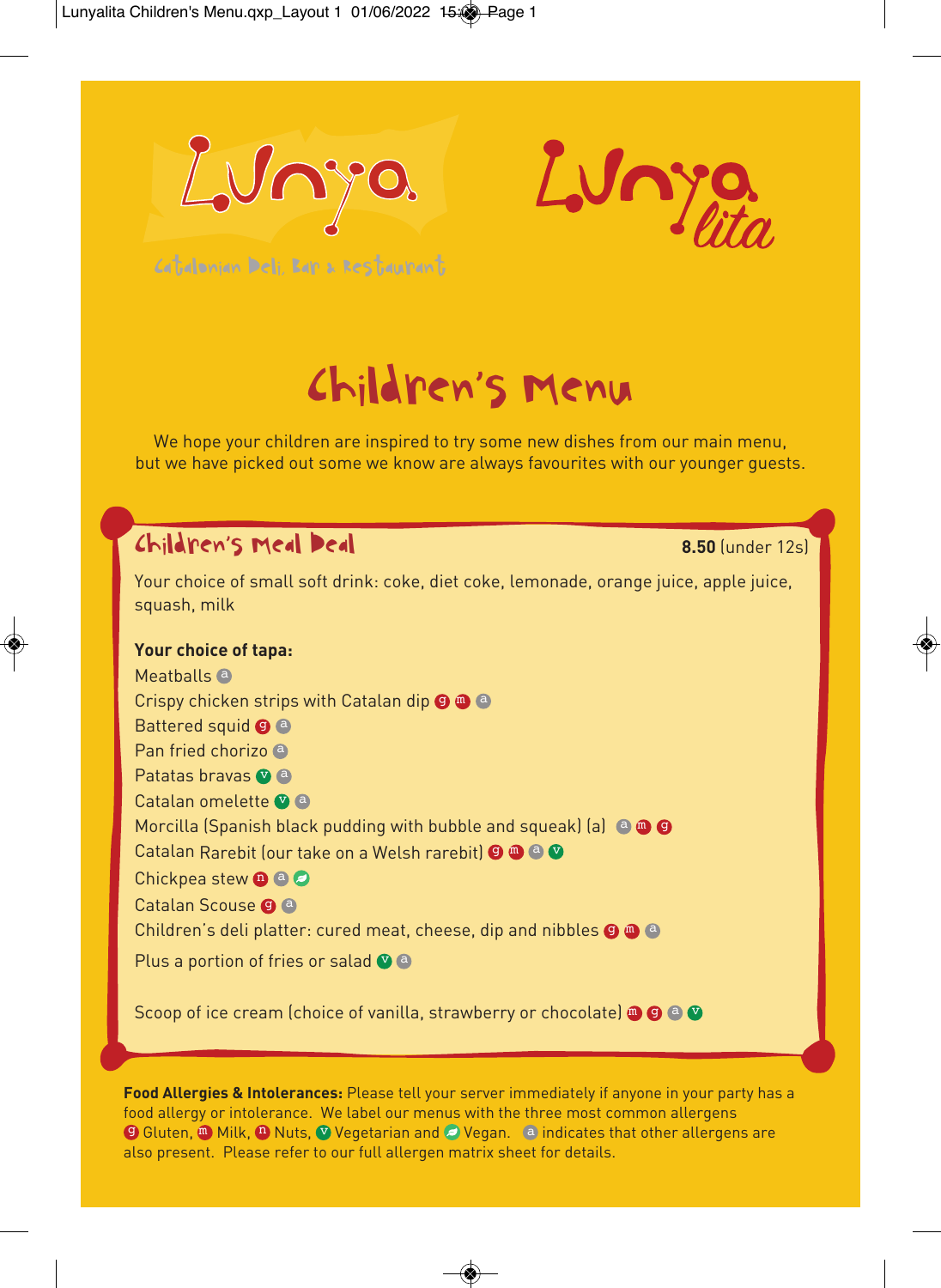Lunya

Catalonian Deli, Bar & Restaurant

Lunya lita

# Children's Menu

We hope your children are inspired to try some new dishes from our main menu, but we have picked out some we know are always favourites with our younger guests.

## Children's Meal Deal

**8.50** (under 12s)

Your choice of small soft drink: coke, diet coke, lemonade, orange juice, apple juice, squash, milk

**Your choice of tapa:**

Meatballs (a)
Crispy chicken strips with Catalan dip (g) (m) (a)
Battered squid (g) (a)
Pan fried chorizo (a)
Patatas bravas (v) (a)
Catalan omelette (v) (a)
Morcilla (Spanish black pudding with bubble and squeak) (a) (a) (m) (g)
Catalan Rarebit (our take on a Welsh rarebit) (g) (m) (a) (v)
Chickpea stew (n) (a) (vegan)
Catalan Scouse (g) (a)
Children's deli platter: cured meat, cheese, dip and nibbles (g) (m) (a)
Plus a portion of fries or salad (v) (a)

Scoop of ice cream (choice of vanilla, strawberry or chocolate) (m) (g) (a) (v)

**Food Allergies & Intolerances:** Please tell your server immediately if anyone in your party has a food allergy or intolerance. We label our menus with the three most common allergens (g) Gluten, (m) Milk, (n) Nuts, (v) Vegetarian and (vegan) Vegan. (a) indicates that other allergens are also present. Please refer to our full allergen matrix sheet for details.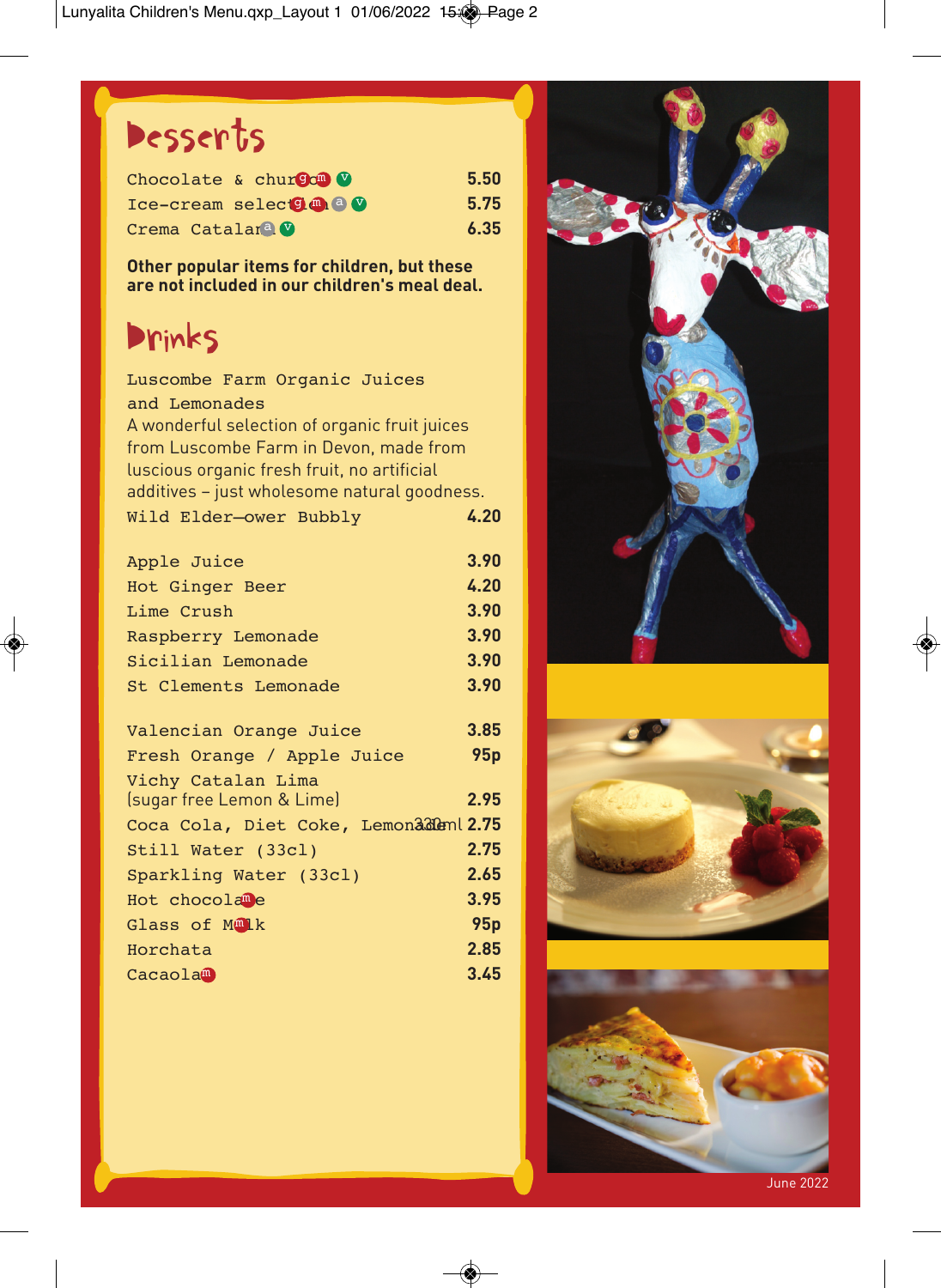# Desserts

| | |
|---|---|
| Chocolate & churros g m v | 5.50 |
| Ice-cream selection g m a v | 5.75 |
| Crema Catalana a v | 6.35 |

**Other popular items for children, but these are not included in our children's meal deal.**

# Drinks

Luscombe Farm Organic Juices and Lemonades

A wonderful selection of organic fruit juices from Luscombe Farm in Devon, made from luscious organic fresh fruit, no artificial additives – just wholesome natural goodness.

| | |
|---|---|
| Wild Elderflower Bubbly | 4.20 |
| Apple Juice | 3.90 |
| Hot Ginger Beer | 4.20 |
| Lime Crush | 3.90 |
| Raspberry Lemonade | 3.90 |
| Sicilian Lemonade | 3.90 |
| St Clements Lemonade | 3.90 |
| Valencian Orange Juice | 3.85 |
| Fresh Orange / Apple Juice | 95p |
| Vichy Catalan Lima (sugar free Lemon & Lime) | 2.95 |
| Coca Cola, Diet Coke, Lemonade 330ml | 2.75 |
| Still Water (33cl) | 2.75 |
| Sparkling Water (33cl) | 2.65 |
| Hot chocolate m | 3.95 |
| Glass of Milk m | 95p |
| Horchata | 2.85 |
| Cacaolat m | 3.45 |

June 2022